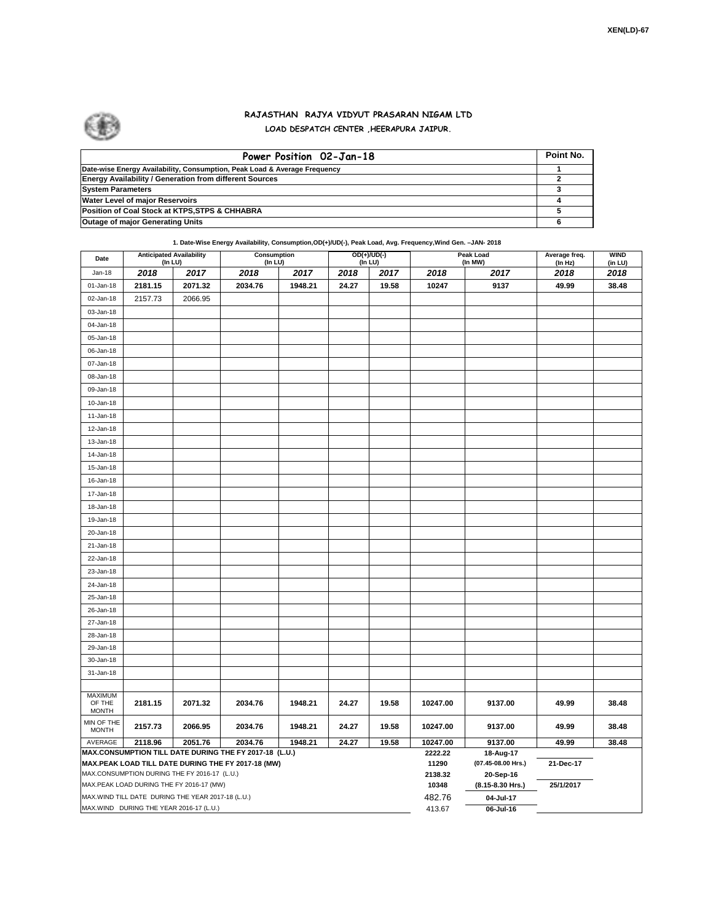XEN(LD)-67

# RAJASTHAN RAJYA VIDYUT PRASARAN NIGAM LTD

## LOAD DESPATCH CENTER ,HEERAPURA JAIPUR.

| Power Position 02-Jan-18 | Point No. |
|---|---|
| Date-wise Energy Availability, Consumption, Peak Load & Average Frequency | 1 |
| Energy Availability / Generation from different Sources | 2 |
| System Parameters | 3 |
| Water Level of major Reservoirs | 4 |
| Position of Coal Stock at KTPS,STPS & CHHABRA | 5 |
| Outage of major Generating Units | 6 |

**1. Date-Wise Energy Availability, Consumption,OD(+)/UD(-), Peak Load, Avg. Frequency,Wind Gen. –JAN- 2018**

| Date | Anticipated Availability (In LU) | | Consumption (In LU) | | OD(+)/UD(-) (In LU) | | Peak Load (In MW) | | Average freq. (In Hz) | WIND (in LU) |
|---|---|---|---|---|---|---|---|---|---|---|
| Jan-18 | 2018 | 2017 | 2018 | 2017 | 2018 | 2017 | 2018 | 2017 | 2018 | 2018 |
| 01-Jan-18 | 2181.15 | 2071.32 | 2034.76 | 1948.21 | 24.27 | 19.58 | 10247 | 9137 | 49.99 | 38.48 |
| 02-Jan-18 | 2157.73 | 2066.95 | | | | | | | | |
| 03-Jan-18 | | | | | | | | | | |
| 04-Jan-18 | | | | | | | | | | |
| 05-Jan-18 | | | | | | | | | | |
| 06-Jan-18 | | | | | | | | | | |
| 07-Jan-18 | | | | | | | | | | |
| 08-Jan-18 | | | | | | | | | | |
| 09-Jan-18 | | | | | | | | | | |
| 10-Jan-18 | | | | | | | | | | |
| 11-Jan-18 | | | | | | | | | | |
| 12-Jan-18 | | | | | | | | | | |
| 13-Jan-18 | | | | | | | | | | |
| 14-Jan-18 | | | | | | | | | | |
| 15-Jan-18 | | | | | | | | | | |
| 16-Jan-18 | | | | | | | | | | |
| 17-Jan-18 | | | | | | | | | | |
| 18-Jan-18 | | | | | | | | | | |
| 19-Jan-18 | | | | | | | | | | |
| 20-Jan-18 | | | | | | | | | | |
| 21-Jan-18 | | | | | | | | | | |
| 22-Jan-18 | | | | | | | | | | |
| 23-Jan-18 | | | | | | | | | | |
| 24-Jan-18 | | | | | | | | | | |
| 25-Jan-18 | | | | | | | | | | |
| 26-Jan-18 | | | | | | | | | | |
| 27-Jan-18 | | | | | | | | | | |
| 28-Jan-18 | | | | | | | | | | |
| 29-Jan-18 | | | | | | | | | | |
| 30-Jan-18 | | | | | | | | | | |
| 31-Jan-18 | | | | | | | | | | |
| | | | | | | | | | | |
| MAXIMUM OF THE MONTH | 2181.15 | 2071.32 | 2034.76 | 1948.21 | 24.27 | 19.58 | 10247.00 | 9137.00 | 49.99 | 38.48 |
| MIN OF THE MONTH | 2157.73 | 2066.95 | 2034.76 | 1948.21 | 24.27 | 19.58 | 10247.00 | 9137.00 | 49.99 | 38.48 |
| AVERAGE | 2118.96 | 2051.76 | 2034.76 | 1948.21 | 24.27 | 19.58 | 10247.00 | 9137.00 | 49.99 | 38.48 |
| MAX.CONSUMPTION TILL DATE DURING THE FY 2017-18 (L.U.) | | | | | | | 2222.22 | 18-Aug-17 | | |
| MAX.PEAK LOAD TILL DATE DURING THE FY 2017-18 (MW) | | | | | | | 11290 | (07.45-08.00 Hrs.) | 21-Dec-17 | |
| MAX.CONSUMPTION DURING THE FY 2016-17 (L.U.) | | | | | | | 2138.32 | 20-Sep-16 | | |
| MAX.PEAK LOAD DURING THE FY 2016-17 (MW) | | | | | | | 10348 | (8.15-8.30 Hrs.) | 25/1/2017 | |
| MAX.WIND TILL DATE DURING THE YEAR 2017-18 (L.U.) | | | | | | | 482.76 | 04-Jul-17 | | |
| MAX.WIND DURING THE YEAR 2016-17 (L.U.) | | | | | | | 413.67 | 06-Jul-16 | | |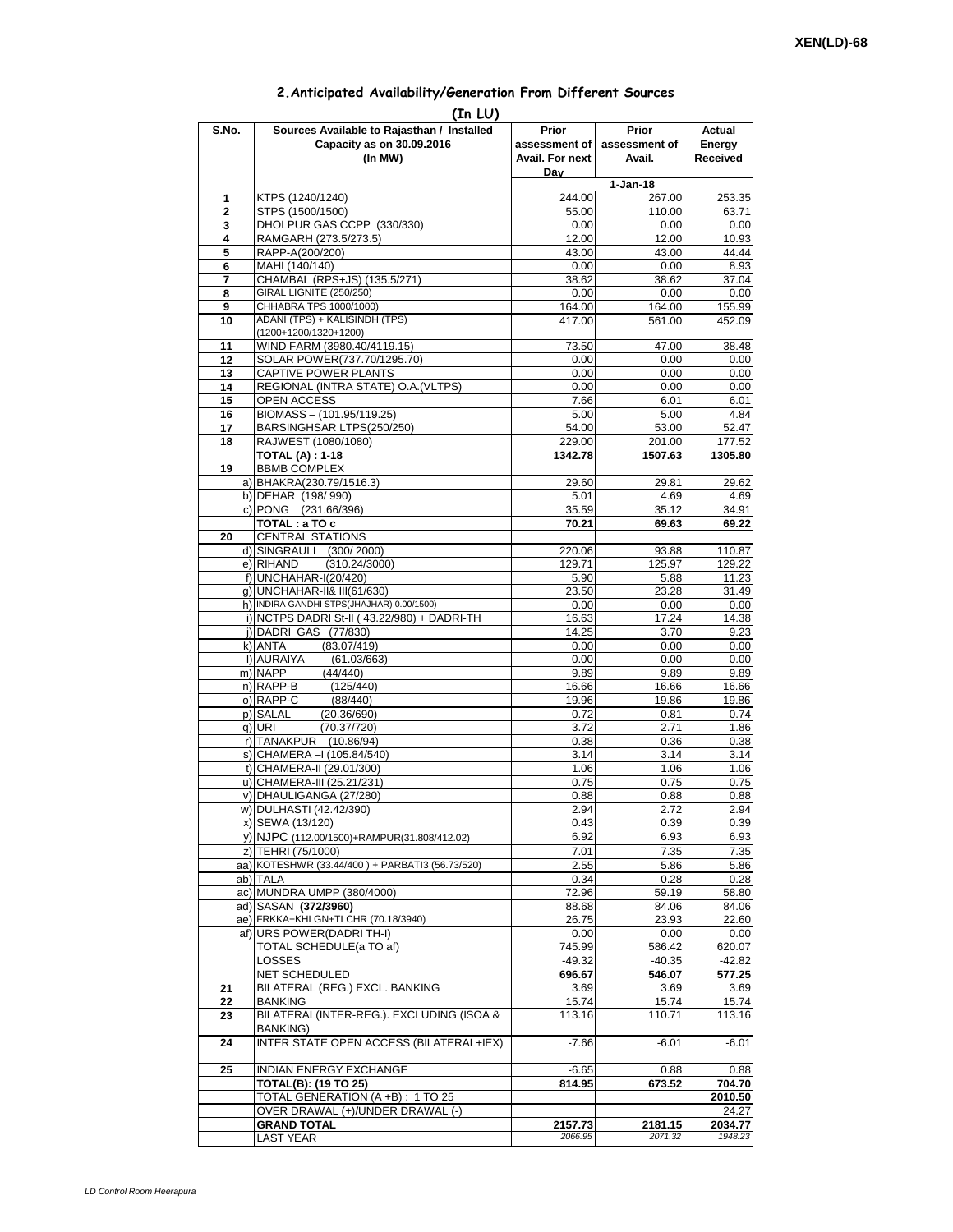## 2.Anticipated Availability/Generation From Different Sources

**(In LU)**

| S.No. | Sources Available to Rajasthan / Installed Capacity as on 30.09.2016 (In MW) | Prior assessment of Avail. For next Day | Prior assessment of Avail. | Actual Energy Received |
|---|---|---|---|---|
| | | | 1-Jan-18 | |
| 1 | KTPS (1240/1240) | 244.00 | 267.00 | 253.35 |
| 2 | STPS (1500/1500) | 55.00 | 110.00 | 63.71 |
| 3 | DHOLPUR GAS CCPP (330/330) | 0.00 | 0.00 | 0.00 |
| 4 | RAMGARH (273.5/273.5) | 12.00 | 12.00 | 10.93 |
| 5 | RAPP-A(200/200) | 43.00 | 43.00 | 44.44 |
| 6 | MAHI (140/140) | 0.00 | 0.00 | 8.93 |
| 7 | CHAMBAL (RPS+JS) (135.5/271) | 38.62 | 38.62 | 37.04 |
| 8 | GIRAL LIGNITE (250/250) | 0.00 | 0.00 | 0.00 |
| 9 | CHHABRA TPS 1000/1000) | 164.00 | 164.00 | 155.99 |
| 10 | ADANI (TPS) + KALISINDH (TPS) (1200+1200/1320+1200) | 417.00 | 561.00 | 452.09 |
| 11 | WIND FARM (3980.40/4119.15) | 73.50 | 47.00 | 38.48 |
| 12 | SOLAR POWER(737.70/1295.70) | 0.00 | 0.00 | 0.00 |
| 13 | CAPTIVE POWER PLANTS | 0.00 | 0.00 | 0.00 |
| 14 | REGIONAL (INTRA STATE) O.A.(VLTPS) | 0.00 | 0.00 | 0.00 |
| 15 | OPEN ACCESS | 7.66 | 6.01 | 6.01 |
| 16 | BIOMASS – (101.95/119.25) | 5.00 | 5.00 | 4.84 |
| 17 | BARSINGHSAR LTPS(250/250) | 54.00 | 53.00 | 52.47 |
| 18 | RAJWEST (1080/1080) | 229.00 | 201.00 | 177.52 |
| | **TOTAL (A) : 1-18** | **1342.78** | **1507.63** | **1305.80** |
| 19 | BBMB COMPLEX | | | |
| | a) BHAKRA(230.79/1516.3) | 29.60 | 29.81 | 29.62 |
| | b) DEHAR (198/ 990) | 5.01 | 4.69 | 4.69 |
| | c) PONG (231.66/396) | 35.59 | 35.12 | 34.91 |
| | **TOTAL : a TO c** | **70.21** | **69.63** | **69.22** |
| 20 | CENTRAL STATIONS | | | |
| | d) SINGRAULI (300/ 2000) | 220.06 | 93.88 | 110.87 |
| | e) RIHAND (310.24/3000) | 129.71 | 125.97 | 129.22 |
| | f) UNCHAHAR-I(20/420) | 5.90 | 5.88 | 11.23 |
| | g) UNCHAHAR-II& III(61/630) | 23.50 | 23.28 | 31.49 |
| | h) INDIRA GANDHI STPS(JHAJHAR) 0.00/1500) | 0.00 | 0.00 | 0.00 |
| | i) NCTPS DADRI St-II ( 43.22/980) + DADRI-TH | 16.63 | 17.24 | 14.38 |
| | j) DADRI GAS (77/830) | 14.25 | 3.70 | 9.23 |
| | k) ANTA (83.07/419) | 0.00 | 0.00 | 0.00 |
| | l) AURAIYA (61.03/663) | 0.00 | 0.00 | 0.00 |
| | m) NAPP (44/440) | 9.89 | 9.89 | 9.89 |
| | n) RAPP-B (125/440) | 16.66 | 16.66 | 16.66 |
| | o) RAPP-C (88/440) | 19.96 | 19.86 | 19.86 |
| | p) SALAL (20.36/690) | 0.72 | 0.81 | 0.74 |
| | q) URI (70.37/720) | 3.72 | 2.71 | 1.86 |
| | r) TANAKPUR (10.86/94) | 0.38 | 0.36 | 0.38 |
| | s) CHAMERA –I (105.84/540) | 3.14 | 3.14 | 3.14 |
| | t) CHAMERA-II (29.01/300) | 1.06 | 1.06 | 1.06 |
| | u) CHAMERA-III (25.21/231) | 0.75 | 0.75 | 0.75 |
| | v) DHAULIGANGA (27/280) | 0.88 | 0.88 | 0.88 |
| | w) DULHASTI (42.42/390) | 2.94 | 2.72 | 2.94 |
| | x) SEWA (13/120) | 0.43 | 0.39 | 0.39 |
| | y) NJPC (112.00/1500)+RAMPUR(31.808/412.02) | 6.92 | 6.93 | 6.93 |
| | z) TEHRI (75/1000) | 7.01 | 7.35 | 7.35 |
| | aa) KOTESHWR (33.44/400 ) + PARBATI3 (56.73/520) | 2.55 | 5.86 | 5.86 |
| | ab) TALA | 0.34 | 0.28 | 0.28 |
| | ac) MUNDRA UMPP (380/4000) | 72.96 | 59.19 | 58.80 |
| | ad) SASAN **(372/3960)** | 88.68 | 84.06 | 84.06 |
| | ae) FRKKA+KHLGN+TLCHR (70.18/3940) | 26.75 | 23.93 | 22.60 |
| | af) URS POWER(DADRI TH-I) | 0.00 | 0.00 | 0.00 |
| | TOTAL SCHEDULE(a TO af) | 745.99 | 586.42 | 620.07 |
| | LOSSES | -49.32 | -40.35 | -42.82 |
| | **NET SCHEDULED** | **696.67** | **546.07** | **577.25** |
| 21 | BILATERAL (REG.) EXCL. BANKING | 3.69 | 3.69 | 3.69 |
| 22 | BANKING | 15.74 | 15.74 | 15.74 |
| 23 | BILATERAL(INTER-REG.). EXCLUDING (ISOA & BANKING) | 113.16 | 110.71 | 113.16 |
| 24 | INTER STATE OPEN ACCESS (BILATERAL+IEX) | -7.66 | -6.01 | -6.01 |
| 25 | INDIAN ENERGY EXCHANGE | -6.65 | 0.88 | 0.88 |
| | **TOTAL(B): (19 TO 25)** | **814.95** | **673.52** | **704.70** |
| | TOTAL GENERATION (A +B) : 1 TO 25 | | | **2010.50** |
| | OVER DRAWAL (+)/UNDER DRAWAL (-) | | | 24.27 |
| | **GRAND TOTAL** | **2157.73** | **2181.15** | **2034.77** |
| | LAST YEAR | *2066.95* | *2071.32* | *1948.23* |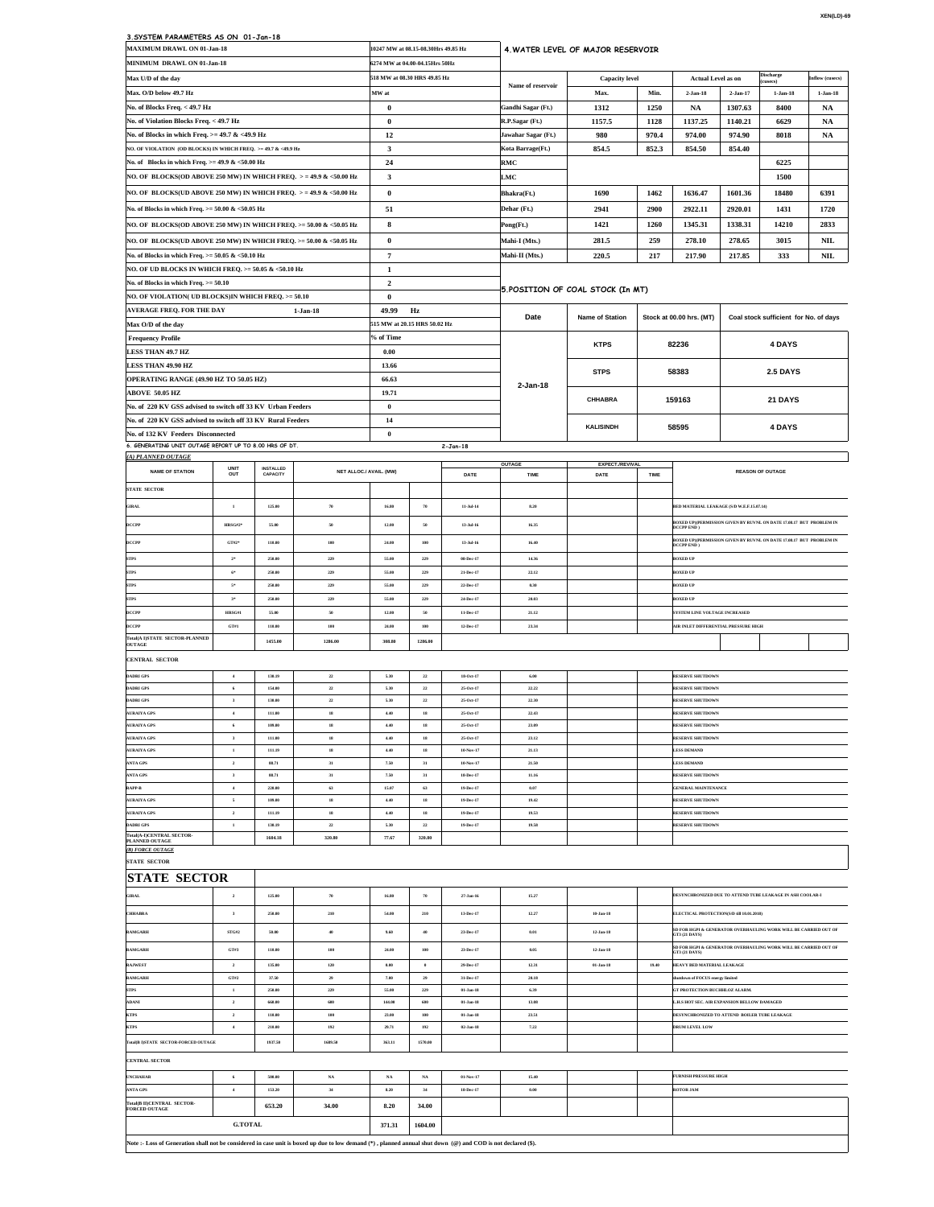## 3.SYSTEM PARAMETERS AS ON 01-Jan-18

| | | |
|---|---|---|
| MAXIMUM DRAWL ON 01-Jan-18 | 10247 MW at 08.15-08.30Hrs 49.85 Hz | |
| MINIMUM DRAWL ON 01-Jan-18 | 6274 MW at 04.00-04.15Hrs 50Hz | |
| Max U/D of the day | 518 MW at 08.30 HRS 49.85 Hz | |
| Max. O/D below 49.7 Hz | MW at | |
| No. of Blocks Freq. < 49.7 Hz | 0 | |
| No. of Violation Blocks Freq. < 49.7 Hz | 0 | |
| No. of Blocks in which Freq. >= 49.7 & <49.9 Hz | 12 | |
| NO. OF VIOLATION (OD BLOCKS) IN WHICH FREQ. >= 49.7 & <49.9 Hz | 3 | |
| No. of Blocks in which Freq. >= 49.9 & <50.00 Hz | 24 | |
| NO. OF BLOCKS(OD ABOVE 250 MW) IN WHICH FREQ. > = 49.9 & <50.00 Hz | 3 | |
| NO. OF BLOCKS(UD ABOVE 250 MW) IN WHICH FREQ. > = 49.9 & <50.00 Hz | 0 | |
| No. of Blocks in which Freq. >= 50.00 & <50.05 Hz | 51 | |
| NO. OF BLOCKS(OD ABOVE 250 MW) IN WHICH FREQ. >= 50.00 & <50.05 Hz | 8 | |
| NO. OF BLOCKS(UD ABOVE 250 MW) IN WHICH FREQ. >= 50.00 & <50.05 Hz | 0 | |
| No. of Blocks in which Freq. >= 50.05 & <50.10 Hz | 7 | |
| NO. OF UD BLOCKS IN WHICH FREQ. >= 50.05 & <50.10 Hz | 1 | |
| No. of Blocks in which Freq. >= 50.10 | 2 | |
| NO. OF VIOLATION( UD BLOCKS)IN WHICH FREQ. >= 50.10 | 0 | |
| AVERAGE FREQ. FOR THE DAY 1-Jan-18 | 49.99 | Hz |
| Max O/D of the day | 515 MW at 20.15 HRS 50.02 Hz | |
| Frequency Profile | % of Time | |
| LESS THAN 49.7 HZ | 0.00 | |
| LESS THAN 49.90 HZ | 13.66 | |
| OPERATING RANGE (49.90 HZ TO 50.05 HZ) | 66.63 | |
| ABOVE 50.05 HZ | 19.71 | |
| No. of 220 KV GSS advised to switch off 33 KV Urban Feeders | 0 | |
| No. of 220 KV GSS advised to switch off 33 KV Rural Feeders | 14 | |
| No. of 132 KV Feeders Disconnected | 0 | |

## 4.WATER LEVEL OF MAJOR RESERVOIR

| Name of reservoir | Capacity level | | Actual Level as on | | Discharge (cusecs) | Inflow (cusecs) |
|---|---|---|---|---|---|---|
| | Max. | Min. | 2-Jan-18 | 2-Jan-17 | 1-Jan-18 | 1-Jan-18 |
| Gandhi Sagar (Ft.) | 1312 | 1250 | NA | 1307.63 | 8400 | NA |
| R.P.Sagar (Ft.) | 1157.5 | 1128 | 1137.25 | 1140.21 | 6629 | NA |
| Jawahar Sagar (Ft.) | 980 | 970.4 | 974.00 | 974.90 | 8018 | NA |
| Kota Barrage(Ft.) | 854.5 | 852.3 | 854.50 | 854.40 | | |
| RMC | | | | | 6225 | |
| LMC | | | | | 1500 | |
| Bhakra(Ft.) | 1690 | 1462 | 1636.47 | 1601.36 | 18480 | 6391 |
| Dehar (Ft.) | 2941 | 2900 | 2922.11 | 2920.01 | 1431 | 1720 |
| Pong(Ft.) | 1421 | 1260 | 1345.31 | 1338.31 | 14210 | 2833 |
| Mahi-I (Mts.) | 281.5 | 259 | 278.10 | 278.65 | 3015 | NIL |
| Mahi-II (Mts.) | 220.5 | 217 | 217.90 | 217.85 | 333 | NIL |

## 5.POSITION OF COAL STOCK (In MT)

| Date | Name of Station | Stock at 00.00 hrs. (MT) | Coal stock sufficient for No. of days |
|---|---|---|---|
| 2-Jan-18 | KTPS | 82236 | 4 DAYS |
| | STPS | 58383 | 2.5 DAYS |
| | CHHABRA | 159163 | 21 DAYS |
| | KALISINDH | 58595 | 4 DAYS |

## 6. GENERATING UNIT OUTAGE REPORT UP TO 8.00 HRS OF DT. 2-Jan-18

*(A) PLANNED OUTAGE*

| NAME OF STATION | UNIT OUT | INSTALLED CAPACITY | NET ALLOC./ AVAIL. (MW) | | | OUTAGE DATE | OUTAGE TIME | EXPECT./REVIVAL DATE | EXPECT./REVIVAL TIME | REASON OF OUTAGE |
|---|---|---|---|---|---|---|---|---|---|---|
| STATE SECTOR | | | | | | | | | | |
| GIRAL | 1 | 125.00 | 70 | 16.80 | 70 | 11-Jul-14 | 8.20 | | | BED MATERIAL LEAKAGE (S/D W.E.F.15.07.14) |
| DCCPP | HRSG#2* | 55.00 | 50 | 12.00 | 50 | 13-Jul-16 | 16.35 | | | BOXED UP)(PERMISSION GIVEN BY RUVNL ON DATE 17.08.17 BUT PROBLEM IN DCCPP END ) |
| DCCPP | GT#2* | 110.00 | 100 | 24.00 | 100 | 13-Jul-16 | 16.40 | | | BOXED UP)(PERMISSION GIVEN BY RUVNL ON DATE 17.08.17 BUT PROBLEM IN DCCPP END ) |
| STPS | 2* | 250.00 | 229 | 55.00 | 229 | 08-Dec-17 | 14.36 | | | BOXED UP |
| STPS | 6* | 250.00 | 229 | 55.00 | 229 | 21-Dec-17 | 22.12 | | | BOXED UP |
| STPS | 5* | 250.00 | 229 | 55.00 | 229 | 22-Dec-17 | 0.30 | | | BOXED UP |
| STPS | 3* | 250.00 | 229 | 55.00 | 229 | 24-Dec-17 | 20.03 | | | BOXED UP |
| DCCPP | HRSG#1 | 55.00 | 50 | 12.00 | 50 | 11-Dec-17 | 21.12 | | | SYSTEM LINE VOLTAGE INCREASED |
| DCCPP | GT#1 | 110.00 | 100 | 24.00 | 100 | 12-Dec-17 | 23.34 | | | AIR INLET DIFFERENTIAL PRESSURE HIGH |
| Total(A I)STATE SECTOR-PLANNED OUTAGE | | 1455.00 | 1286.00 | 308.80 | 1286.00 | | | | | |
| CENTRAL SECTOR | | | | | | | | | | |
| DADRI GPS | 4 | 130.19 | 22 | 5.30 | 22 | 10-Oct-17 | 6.00 | | | RESERVE SHUTDOWN |
| DADRI GPS | 6 | 154.00 | 22 | 5.30 | 22 | 25-Oct-17 | 22.22 | | | RESERVE SHUTDOWN |
| DADRI GPS | 3 | 130.00 | 22 | 5.30 | 22 | 25-Oct-17 | 22.30 | | | RESERVE SHUTDOWN |
| AURAIYA GPS | 4 | 111.00 | 18 | 4.40 | 18 | 25-Oct-17 | 22.43 | | | RESERVE SHUTDOWN |
| AURAIYA GPS | 6 | 109.00 | 18 | 4.40 | 18 | 25-Oct-17 | 23.09 | | | RESERVE SHUTDOWN |
| AURAIYA GPS | 3 | 111.00 | 18 | 4.40 | 18 | 25-Oct-17 | 23.12 | | | RESERVE SHUTDOWN |
| AURAIYA GPS | 1 | 111.19 | 18 | 4.40 | 18 | 10-Nov-17 | 21.13 | | | LESS DEMAND |
| ANTA GPS | 2 | 88.71 | 31 | 7.50 | 31 | 10-Nov-17 | 21.50 | | | LESS DEMAND |
| ANTA GPS | 3 | 88.71 | 31 | 7.50 | 31 | 18-Dec-17 | 11.16 | | | RESERVE SHUTDOWN |
| RAPP-B | 4 | 220.00 | 63 | 15.07 | 63 | 19-Dec-17 | 0.07 | | | GENERAL MAINTENANCE |
| AURAIYA GPS | 5 | 109.00 | 18 | 4.40 | 18 | 19-Dec-17 | 19.42 | | | RESERVE SHUTDOWN |
| AURAIYA GPS | 2 | 111.19 | 18 | 4.40 | 18 | 19-Dec-17 | 19.53 | | | RESERVE SHUTDOWN |
| DADRI GPS | 1 | 130.19 | 22 | 5.30 | 22 | 19-Dec-17 | 19.50 | | | RESERVE SHUTDOWN |
| Total(A-I)CENTRAL SECTOR-PLANNED OUTAGE | | 1604.18 | 320.00 | 77.67 | 320.00 | | | | | |

*(B) FORCE OUTAGE*

| NAME OF STATION | UNIT OUT | INSTALLED CAPACITY | NET ALLOC./ AVAIL. (MW) | | | OUTAGE DATE | OUTAGE TIME | EXPECT./REVIVAL DATE | EXPECT./REVIVAL TIME | REASON OF OUTAGE |
|---|---|---|---|---|---|---|---|---|---|---|
| STATE SECTOR | | | | | | | | | | |
| GIRAL | 2 | 125.00 | 70 | 16.80 | 70 | 27-Jan-16 | 15.27 | | | DESYNCHRONIZED DUE TO ATTEND TUBE LEAKAGE IN ASH COOLAR-1 |
| CHHABRA | 3 | 250.00 | 210 | 54.00 | 210 | 13-Dec-17 | 12.27 | 10-Jan-18 | | ELECTICAL PROTECTION(S/D till 10.01.2018) |
| RAMGARH | STG#2 | 50.00 | 40 | 9.60 | 40 | 23-Dec-17 | 0.01 | 12-Jan-18 | | SD FOR HGPI & GENERATOR OVERHAULING WORK WILL BE CARRIED OUT OF GT3 (21 DAYS) |
| RAMGARH | GT#3 | 110.00 | 100 | 24.00 | 100 | 23-Dec-17 | 0.05 | 12-Jan-18 | | SD FOR HGPI & GENERATOR OVERHAULING WORK WILL BE CARRIED OUT OF GT3 (21 DAYS) |
| RAJWEST | 2 | 135.00 | 120 | 0.00 | 0 | 29-Dec-17 | 12.31 | 01-Jan-18 | 19.40 | HEAVY BED MATERIAL LEAKAGE |
| RAMGARH | GT#2 | 37.50 | 29 | 7.00 | 29 | 31-Dec-17 | 20.18 | | | shutdown of FOCUS energy limited |
| STPS | 1 | 250.00 | 229 | 55.00 | 229 | 01-Jan-18 | 6.39 | | | GT PROTECTION BUCHHLOZ ALARM. |
| ADANI | 2 | 660.00 | 600 | 144.00 | 600 | 01-Jan-18 | 13.08 | | | L.H.S HOT SEC. AIR EXPANSION BELLOW DAMAGED |
| KTPS | 2 | 110.00 | 100 | 23.60 | 100 | 01-Jan-18 | 23.51 | | | DESYNCHRONIZED TO ATTEND BOILER TUBE LEAKAGE |
| KTPS | 4 | 210.00 | 192 | 29.71 | 192 | 02-Jan-18 | 7.22 | | | DRUM LEVEL LOW |
| Total(B I)STATE SECTOR-FORCED OUTAGE | | 1937.50 | 1689.50 | 363.11 | 1570.00 | | | | | |
| CENTRAL SECTOR | | | | | | | | | | |
| UNCHAHAR | 6 | 500.00 | NA | NA | NA | 01-Nov-17 | 15.40 | | | FURNISH PRESSURE HIGH |
| ANTA GPS | 4 | 153.20 | 34 | 8.20 | 34 | 18-Dec-17 | 0.00 | | | ROTOR JAM |
| Total(B II)CENTRAL SECTOR-FORCED OUTAGE | | 653.20 | 34.00 | 8.20 | 34.00 | | | | | |
| G.TOTAL | | | | 371.31 | 1604.00 | | | | | |

Note :- Loss of Generation shall not be considered in case unit is boxed up due to low demand (*) , planned annual shut down (@) and COD is not declared ($).